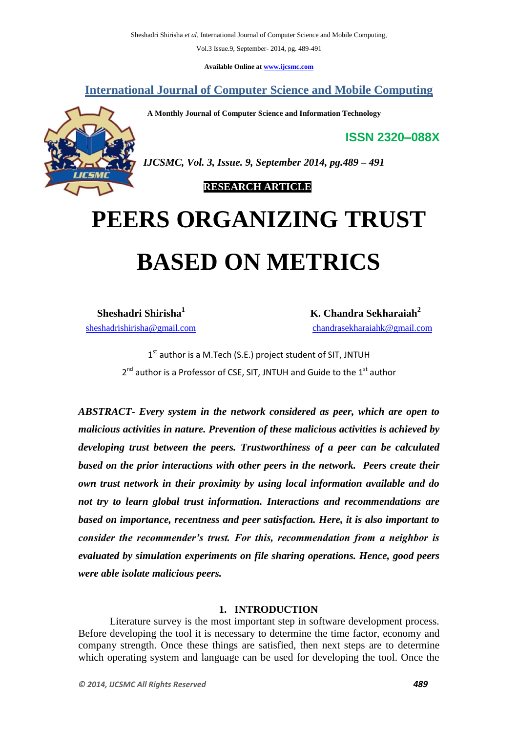**International Journal of Computer Science and Mobile Computing**

**A Monthly Journal of Computer Science and Information Technology**

**ISSN 2320–088X**

*IJCSMC, Vol. 3, Issue. 9, September 2014, pg.489 – 491*

**RESEARCH ARTICLE**

# PEERS ORGANIZING TRUST BASED ON METRICS

**Sheshadri Shirisha**[1]
sheshadrishirisha@gmail.com

**K. Chandra Sekharaiah**[2]
chandrasekharaiahk@gmail.com

1st author is a M.Tech (S.E.) project student of SIT, JNTUH

2nd author is a Professor of CSE, SIT, JNTUH and Guide to the 1st author

***ABSTRACT- Every system in the network considered as peer, which are open to malicious activities in nature. Prevention of these malicious activities is achieved by developing trust between the peers. Trustworthiness of a peer can be calculated based on the prior interactions with other peers in the network. Peers create their own trust network in their proximity by using local information available and do not try to learn global trust information. Interactions and recommendations are based on importance, recentness and peer satisfaction. Here, it is also important to consider the recommender's trust. For this, recommendation from a neighbor is evaluated by simulation experiments on file sharing operations. Hence, good peers were able isolate malicious peers.***

## 1. INTRODUCTION

Literature survey is the most important step in software development process. Before developing the tool it is necessary to determine the time factor, economy and company strength. Once these things are satisfied, then next steps are to determine which operating system and language can be used for developing the tool. Once the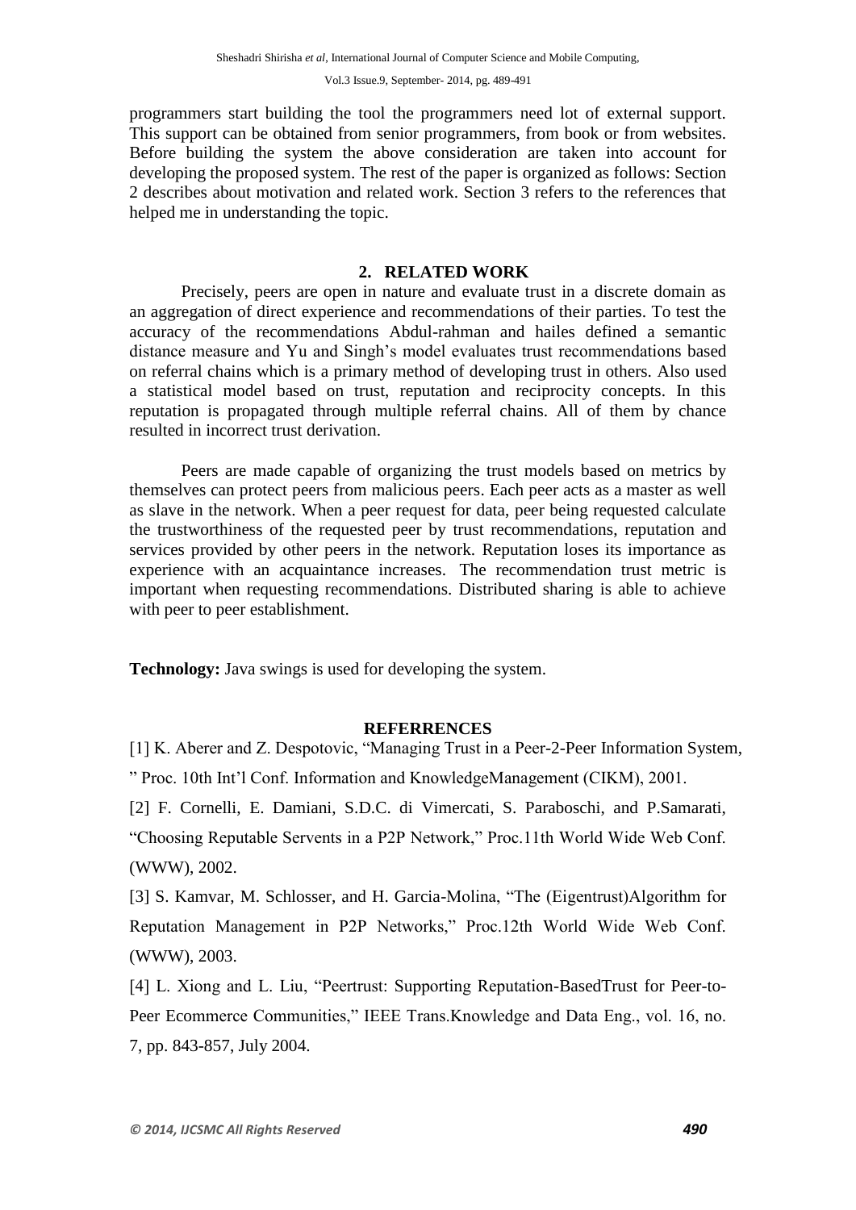programmers start building the tool the programmers need lot of external support. This support can be obtained from senior programmers, from book or from websites. Before building the system the above consideration are taken into account for developing the proposed system. The rest of the paper is organized as follows: Section 2 describes about motivation and related work. Section 3 refers to the references that helped me in understanding the topic.

## 2. RELATED WORK

Precisely, peers are open in nature and evaluate trust in a discrete domain as an aggregation of direct experience and recommendations of their parties. To test the accuracy of the recommendations Abdul-rahman and hailes defined a semantic distance measure and Yu and Singh's model evaluates trust recommendations based on referral chains which is a primary method of developing trust in others. Also used a statistical model based on trust, reputation and reciprocity concepts. In this reputation is propagated through multiple referral chains. All of them by chance resulted in incorrect trust derivation.

Peers are made capable of organizing the trust models based on metrics by themselves can protect peers from malicious peers. Each peer acts as a master as well as slave in the network. When a peer request for data, peer being requested calculate the trustworthiness of the requested peer by trust recommendations, reputation and services provided by other peers in the network. Reputation loses its importance as experience with an acquaintance increases. The recommendation trust metric is important when requesting recommendations. Distributed sharing is able to achieve with peer to peer establishment.

**Technology:** Java swings is used for developing the system.

## REFERRENCES

[1] K. Aberer and Z. Despotovic, "Managing Trust in a Peer-2-Peer Information System, " Proc. 10th Int'l Conf. Information and KnowledgeManagement (CIKM), 2001.

[2] F. Cornelli, E. Damiani, S.D.C. di Vimercati, S. Paraboschi, and P.Samarati, "Choosing Reputable Servents in a P2P Network," Proc.11th World Wide Web Conf. (WWW), 2002.

[3] S. Kamvar, M. Schlosser, and H. Garcia-Molina, "The (Eigentrust)Algorithm for Reputation Management in P2P Networks," Proc.12th World Wide Web Conf. (WWW), 2003.

[4] L. Xiong and L. Liu, "Peertrust: Supporting Reputation-BasedTrust for Peer-to-Peer Ecommerce Communities," IEEE Trans.Knowledge and Data Eng., vol. 16, no. 7, pp. 843-857, July 2004.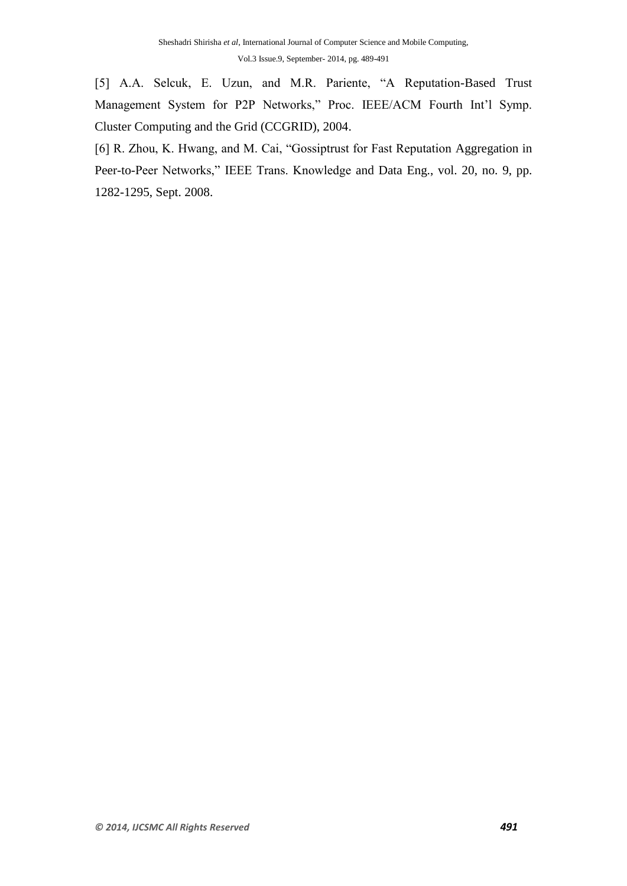[5] A.A. Selcuk, E. Uzun, and M.R. Pariente, “A Reputation-Based Trust Management System for P2P Networks,” Proc. IEEE/ACM Fourth Int’l Symp. Cluster Computing and the Grid (CCGRID), 2004.

[6] R. Zhou, K. Hwang, and M. Cai, “Gossiptrust for Fast Reputation Aggregation in Peer-to-Peer Networks,” IEEE Trans. Knowledge and Data Eng., vol. 20, no. 9, pp. 1282-1295, Sept. 2008.